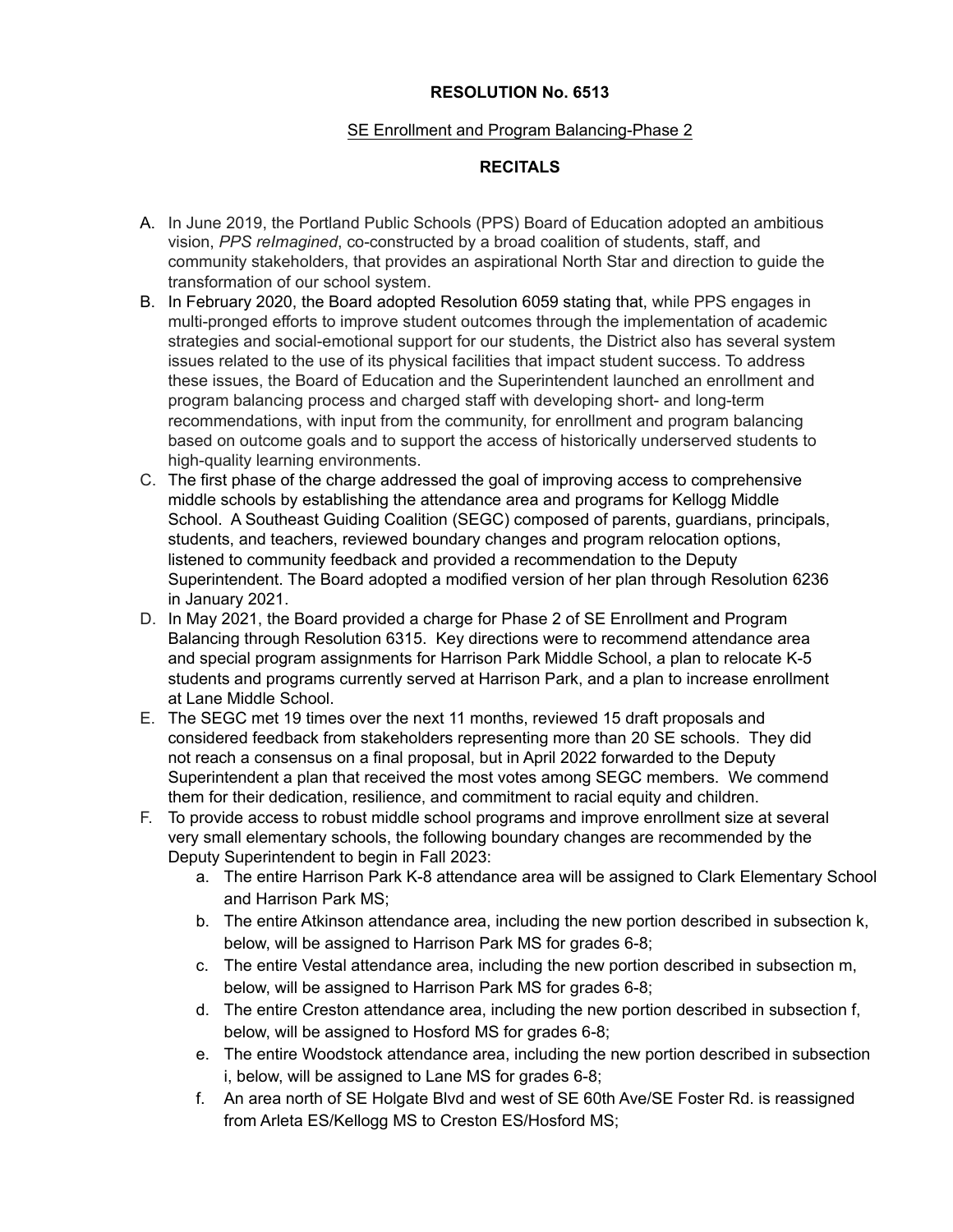**RESOLUTION No. 6513**

SE Enrollment and Program Balancing-Phase 2

**RECITALS**

A. In June 2019, the Portland Public Schools (PPS) Board of Education adopted an ambitious vision, *PPS reImagined*, co-constructed by a broad coalition of students, staff, and community stakeholders, that provides an aspirational North Star and direction to guide the transformation of our school system.

B. In February 2020, the Board adopted Resolution 6059 stating that, while PPS engages in multi-pronged efforts to improve student outcomes through the implementation of academic strategies and social-emotional support for our students, the District also has several system issues related to the use of its physical facilities that impact student success. To address these issues, the Board of Education and the Superintendent launched an enrollment and program balancing process and charged staff with developing short- and long-term recommendations, with input from the community, for enrollment and program balancing based on outcome goals and to support the access of historically underserved students to high-quality learning environments.

C. The first phase of the charge addressed the goal of improving access to comprehensive middle schools by establishing the attendance area and programs for Kellogg Middle School. A Southeast Guiding Coalition (SEGC) composed of parents, guardians, principals, students, and teachers, reviewed boundary changes and program relocation options, listened to community feedback and provided a recommendation to the Deputy Superintendent. The Board adopted a modified version of her plan through Resolution 6236 in January 2021.

D. In May 2021, the Board provided a charge for Phase 2 of SE Enrollment and Program Balancing through Resolution 6315. Key directions were to recommend attendance area and special program assignments for Harrison Park Middle School, a plan to relocate K-5 students and programs currently served at Harrison Park, and a plan to increase enrollment at Lane Middle School.

E. The SEGC met 19 times over the next 11 months, reviewed 15 draft proposals and considered feedback from stakeholders representing more than 20 SE schools. They did not reach a consensus on a final proposal, but in April 2022 forwarded to the Deputy Superintendent a plan that received the most votes among SEGC members. We commend them for their dedication, resilience, and commitment to racial equity and children.

F. To provide access to robust middle school programs and improve enrollment size at several very small elementary schools, the following boundary changes are recommended by the Deputy Superintendent to begin in Fall 2023:

   a. The entire Harrison Park K-8 attendance area will be assigned to Clark Elementary School and Harrison Park MS;
   b. The entire Atkinson attendance area, including the new portion described in subsection k, below, will be assigned to Harrison Park MS for grades 6-8;
   c. The entire Vestal attendance area, including the new portion described in subsection m, below, will be assigned to Harrison Park MS for grades 6-8;
   d. The entire Creston attendance area, including the new portion described in subsection f, below, will be assigned to Hosford MS for grades 6-8;
   e. The entire Woodstock attendance area, including the new portion described in subsection i, below, will be assigned to Lane MS for grades 6-8;
   f. An area north of SE Holgate Blvd and west of SE 60th Ave/SE Foster Rd. is reassigned from Arleta ES/Kellogg MS to Creston ES/Hosford MS;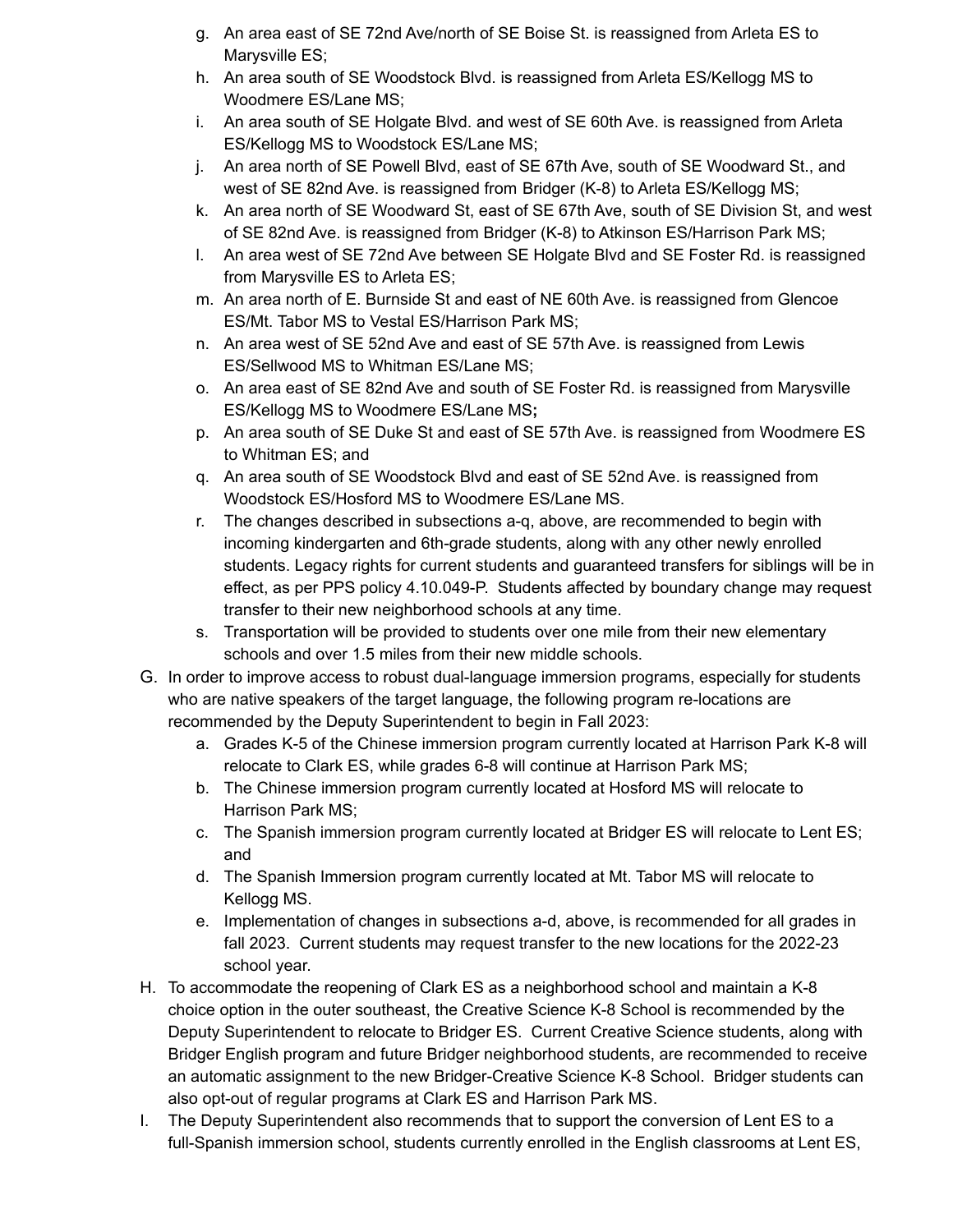g. An area east of SE 72nd Ave/north of SE Boise St. is reassigned from Arleta ES to Marysville ES;
   h. An area south of SE Woodstock Blvd. is reassigned from Arleta ES/Kellogg MS to Woodmere ES/Lane MS;
   i. An area south of SE Holgate Blvd. and west of SE 60th Ave. is reassigned from Arleta ES/Kellogg MS to Woodstock ES/Lane MS;
   j. An area north of SE Powell Blvd, east of SE 67th Ave, south of SE Woodward St., and west of SE 82nd Ave. is reassigned from Bridger (K-8) to Arleta ES/Kellogg MS;
   k. An area north of SE Woodward St, east of SE 67th Ave, south of SE Division St, and west of SE 82nd Ave. is reassigned from Bridger (K-8) to Atkinson ES/Harrison Park MS;
   l. An area west of SE 72nd Ave between SE Holgate Blvd and SE Foster Rd. is reassigned from Marysville ES to Arleta ES;
   m. An area north of E. Burnside St and east of NE 60th Ave. is reassigned from Glencoe ES/Mt. Tabor MS to Vestal ES/Harrison Park MS;
   n. An area west of SE 52nd Ave and east of SE 57th Ave. is reassigned from Lewis ES/Sellwood MS to Whitman ES/Lane MS;
   o. An area east of SE 82nd Ave and south of SE Foster Rd. is reassigned from Marysville ES/Kellogg MS to Woodmere ES/Lane MS**;**
   p. An area south of SE Duke St and east of SE 57th Ave. is reassigned from Woodmere ES to Whitman ES; and
   q. An area south of SE Woodstock Blvd and east of SE 52nd Ave. is reassigned from Woodstock ES/Hosford MS to Woodmere ES/Lane MS.
   r. The changes described in subsections a-q, above, are recommended to begin with incoming kindergarten and 6th-grade students, along with any other newly enrolled students. Legacy rights for current students and guaranteed transfers for siblings will be in effect, as per PPS policy 4.10.049-P. Students affected by boundary change may request transfer to their new neighborhood schools at any time.
   s. Transportation will be provided to students over one mile from their new elementary schools and over 1.5 miles from their new middle schools.

G. In order to improve access to robust dual-language immersion programs, especially for students who are native speakers of the target language, the following program re-locations are recommended by the Deputy Superintendent to begin in Fall 2023:
   a. Grades K-5 of the Chinese immersion program currently located at Harrison Park K-8 will relocate to Clark ES, while grades 6-8 will continue at Harrison Park MS;
   b. The Chinese immersion program currently located at Hosford MS will relocate to Harrison Park MS;
   c. The Spanish immersion program currently located at Bridger ES will relocate to Lent ES; and
   d. The Spanish Immersion program currently located at Mt. Tabor MS will relocate to Kellogg MS.
   e. Implementation of changes in subsections a-d, above, is recommended for all grades in fall 2023. Current students may request transfer to the new locations for the 2022-23 school year.

H. To accommodate the reopening of Clark ES as a neighborhood school and maintain a K-8 choice option in the outer southeast, the Creative Science K-8 School is recommended by the Deputy Superintendent to relocate to Bridger ES. Current Creative Science students, along with Bridger English program and future Bridger neighborhood students, are recommended to receive an automatic assignment to the new Bridger-Creative Science K-8 School. Bridger students can also opt-out of regular programs at Clark ES and Harrison Park MS.

I. The Deputy Superintendent also recommends that to support the conversion of Lent ES to a full-Spanish immersion school, students currently enrolled in the English classrooms at Lent ES,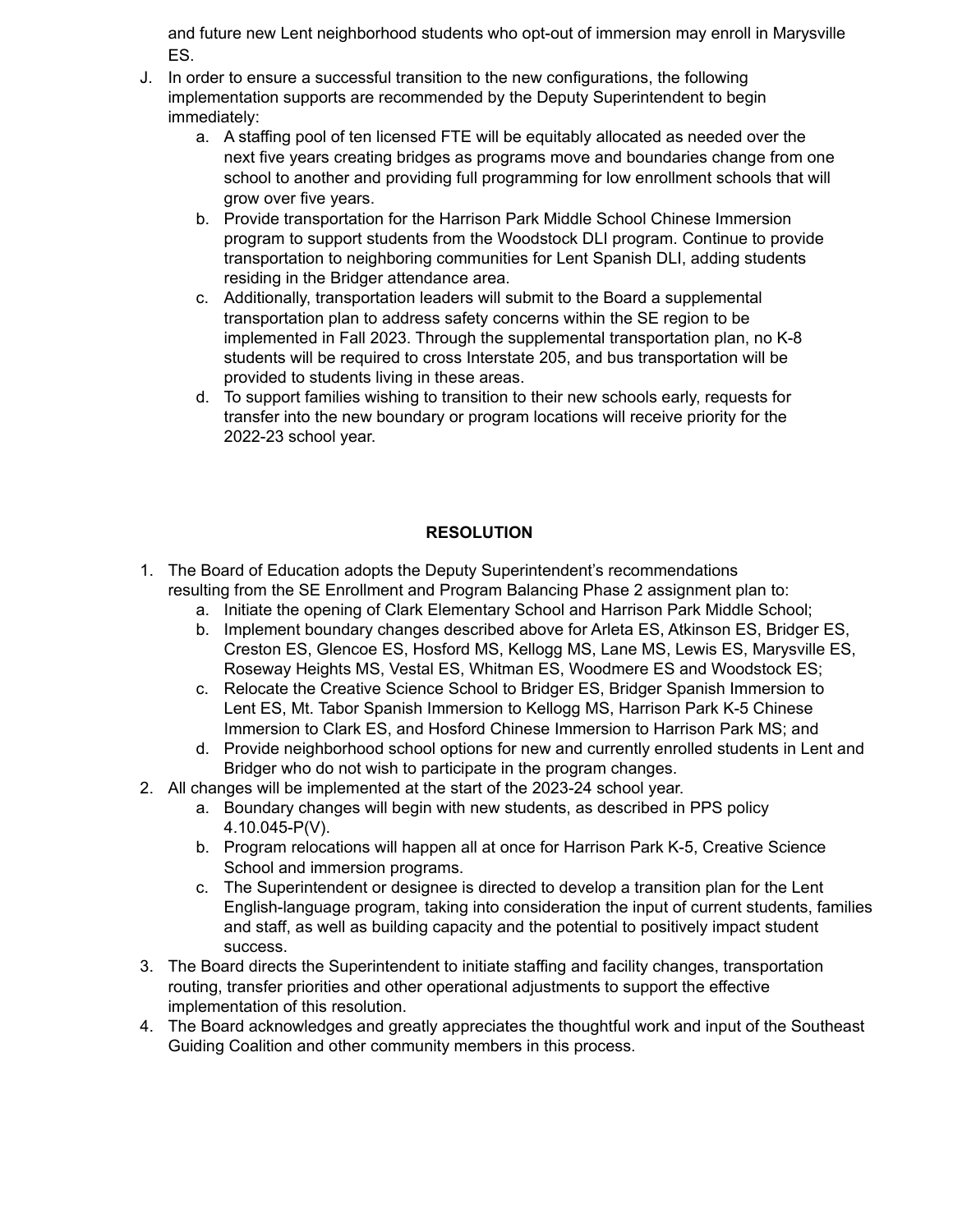and future new Lent neighborhood students who opt-out of immersion may enroll in Marysville ES.

J. In order to ensure a successful transition to the new configurations, the following implementation supports are recommended by the Deputy Superintendent to begin immediately:
   a. A staffing pool of ten licensed FTE will be equitably allocated as needed over the next five years creating bridges as programs move and boundaries change from one school to another and providing full programming for low enrollment schools that will grow over five years.
   b. Provide transportation for the Harrison Park Middle School Chinese Immersion program to support students from the Woodstock DLI program. Continue to provide transportation to neighboring communities for Lent Spanish DLI, adding students residing in the Bridger attendance area.
   c. Additionally, transportation leaders will submit to the Board a supplemental transportation plan to address safety concerns within the SE region to be implemented in Fall 2023. Through the supplemental transportation plan, no K-8 students will be required to cross Interstate 205, and bus transportation will be provided to students living in these areas.
   d. To support families wishing to transition to their new schools early, requests for transfer into the new boundary or program locations will receive priority for the 2022-23 school year.

**RESOLUTION**

1. The Board of Education adopts the Deputy Superintendent's recommendations resulting from the SE Enrollment and Program Balancing Phase 2 assignment plan to:
   a. Initiate the opening of Clark Elementary School and Harrison Park Middle School;
   b. Implement boundary changes described above for Arleta ES, Atkinson ES, Bridger ES, Creston ES, Glencoe ES, Hosford MS, Kellogg MS, Lane MS, Lewis ES, Marysville ES, Roseway Heights MS, Vestal ES, Whitman ES, Woodmere ES and Woodstock ES;
   c. Relocate the Creative Science School to Bridger ES, Bridger Spanish Immersion to Lent ES, Mt. Tabor Spanish Immersion to Kellogg MS, Harrison Park K-5 Chinese Immersion to Clark ES, and Hosford Chinese Immersion to Harrison Park MS; and
   d. Provide neighborhood school options for new and currently enrolled students in Lent and Bridger who do not wish to participate in the program changes.
2. All changes will be implemented at the start of the 2023-24 school year.
   a. Boundary changes will begin with new students, as described in PPS policy 4.10.045-P(V).
   b. Program relocations will happen all at once for Harrison Park K-5, Creative Science School and immersion programs.
   c. The Superintendent or designee is directed to develop a transition plan for the Lent English-language program, taking into consideration the input of current students, families and staff, as well as building capacity and the potential to positively impact student success.
3. The Board directs the Superintendent to initiate staffing and facility changes, transportation routing, transfer priorities and other operational adjustments to support the effective implementation of this resolution.
4. The Board acknowledges and greatly appreciates the thoughtful work and input of the Southeast Guiding Coalition and other community members in this process.